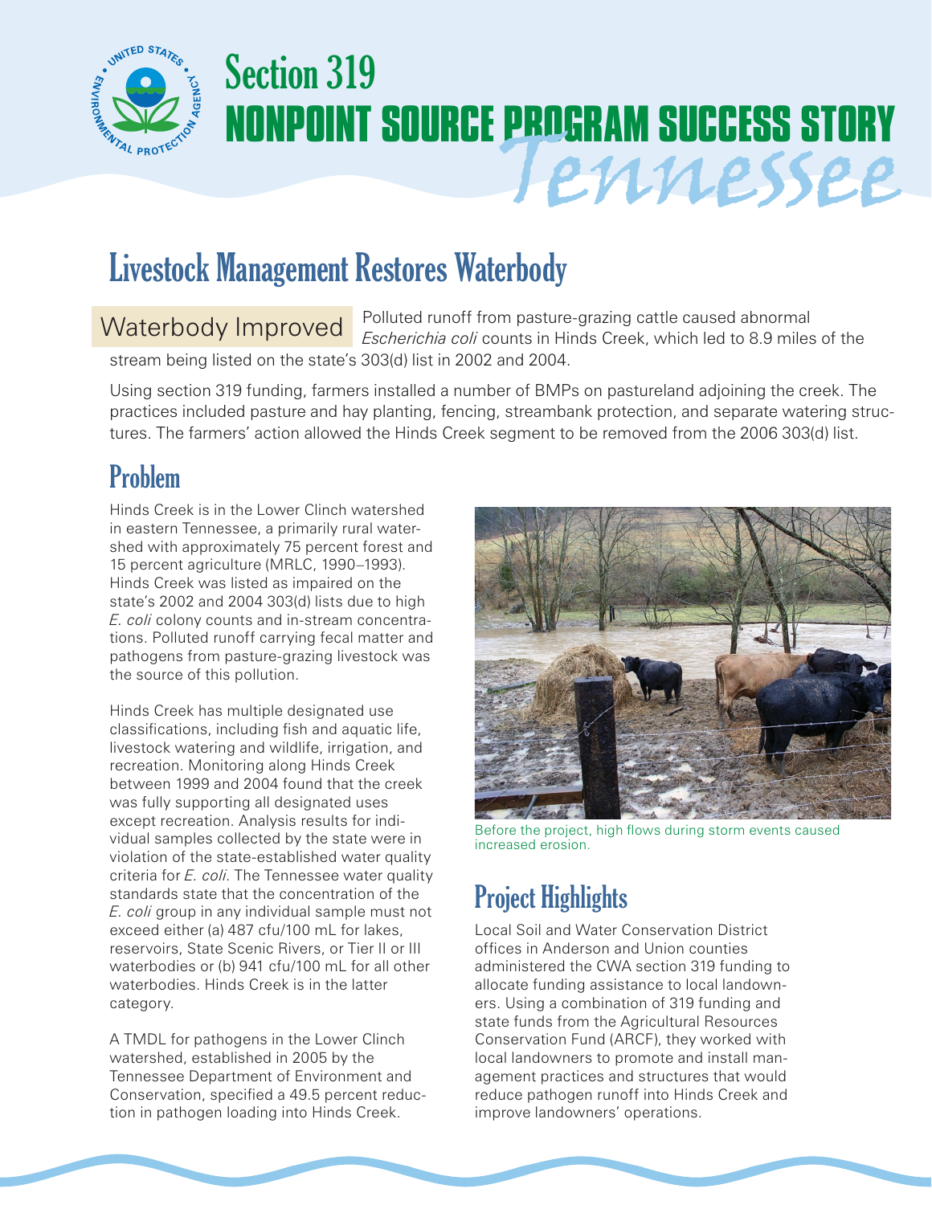# Section 319 NONPOINT SOURCE PROGRAM SUCCESS STORY Tennessee

## Livestock Management Restores Waterbody

**Waterbody Improved** Polluted runoff from pasture-grazing cattle caused abnormal *Escherichia coli* counts in Hinds Creek, which led to 8.9 miles of the stream being listed on the state's 303(d) list in 2002 and 2004.

Using section 319 funding, farmers installed a number of BMPs on pastureland adjoining the creek. The practices included pasture and hay planting, fencing, streambank protection, and separate watering structures. The farmers' action allowed the Hinds Creek segment to be removed from the 2006 303(d) list.

## Problem

Hinds Creek is in the Lower Clinch watershed in eastern Tennessee, a primarily rural watershed with approximately 75 percent forest and 15 percent agriculture (MRLC, 1990–1993). Hinds Creek was listed as impaired on the state's 2002 and 2004 303(d) lists due to high *E. coli* colony counts and in-stream concentrations. Polluted runoff carrying fecal matter and pathogens from pasture-grazing livestock was the source of this pollution.

Hinds Creek has multiple designated use classifications, including fish and aquatic life, livestock watering and wildlife, irrigation, and recreation. Monitoring along Hinds Creek between 1999 and 2004 found that the creek was fully supporting all designated uses except recreation. Analysis results for individual samples collected by the state were in violation of the state-established water quality criteria for *E. coli*. The Tennessee water quality standards state that the concentration of the *E. coli* group in any individual sample must not exceed either (a) 487 cfu/100 mL for lakes, reservoirs, State Scenic Rivers, or Tier II or III waterbodies or (b) 941 cfu/100 mL for all other waterbodies. Hinds Creek is in the latter category.

A TMDL for pathogens in the Lower Clinch watershed, established in 2005 by the Tennessee Department of Environment and Conservation, specified a 49.5 percent reduction in pathogen loading into Hinds Creek.

Before the project, high flows during storm events caused increased erosion.

## Project Highlights

Local Soil and Water Conservation District offices in Anderson and Union counties administered the CWA section 319 funding to allocate funding assistance to local landowners. Using a combination of 319 funding and state funds from the Agricultural Resources Conservation Fund (ARCF), they worked with local landowners to promote and install management practices and structures that would reduce pathogen runoff into Hinds Creek and improve landowners' operations.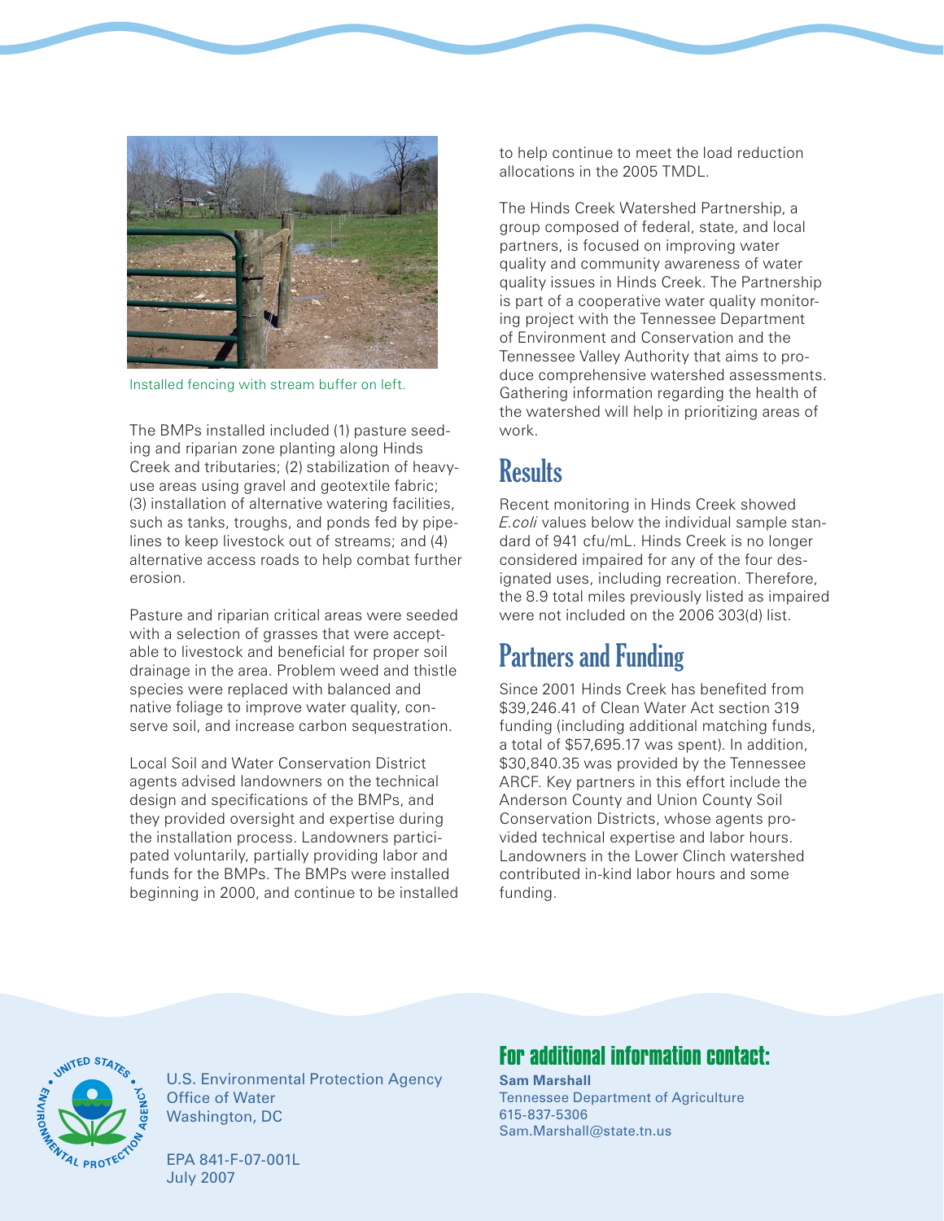Installed fencing with stream buffer on left.

The BMPs installed included (1) pasture seeding and riparian zone planting along Hinds Creek and tributaries; (2) stabilization of heavy-use areas using gravel and geotextile fabric; (3) installation of alternative watering facilities, such as tanks, troughs, and ponds fed by pipelines to keep livestock out of streams; and (4) alternative access roads to help combat further erosion.

Pasture and riparian critical areas were seeded with a selection of grasses that were acceptable to livestock and beneficial for proper soil drainage in the area. Problem weed and thistle species were replaced with balanced and native foliage to improve water quality, conserve soil, and increase carbon sequestration.

Local Soil and Water Conservation District agents advised landowners on the technical design and specifications of the BMPs, and they provided oversight and expertise during the installation process. Landowners participated voluntarily, partially providing labor and funds for the BMPs. The BMPs were installed beginning in 2000, and continue to be installed to help continue to meet the load reduction allocations in the 2005 TMDL.

The Hinds Creek Watershed Partnership, a group composed of federal, state, and local partners, is focused on improving water quality and community awareness of water quality issues in Hinds Creek. The Partnership is part of a cooperative water quality monitoring project with the Tennessee Department of Environment and Conservation and the Tennessee Valley Authority that aims to produce comprehensive watershed assessments. Gathering information regarding the health of the watershed will help in prioritizing areas of work.

## Results

Recent monitoring in Hinds Creek showed *E.coli* values below the individual sample standard of 941 cfu/mL. Hinds Creek is no longer considered impaired for any of the four designated uses, including recreation. Therefore, the 8.9 total miles previously listed as impaired were not included on the 2006 303(d) list.

## Partners and Funding

Since 2001 Hinds Creek has benefited from $39,246.41 of Clean Water Act section 319 funding (including additional matching funds, a total of $57,695.17 was spent). In addition, $30,840.35 was provided by the Tennessee ARCF. Key partners in this effort include the Anderson County and Union County Soil Conservation Districts, whose agents provided technical expertise and labor hours. Landowners in the Lower Clinch watershed contributed in-kind labor hours and some funding.

U.S. Environmental Protection Agency
Office of Water
Washington, DC

EPA 841-F-07-001L
July 2007

### For additional information contact:

**Sam Marshall**
Tennessee Department of Agriculture
615-837-5306
Sam.Marshall@state.tn.us